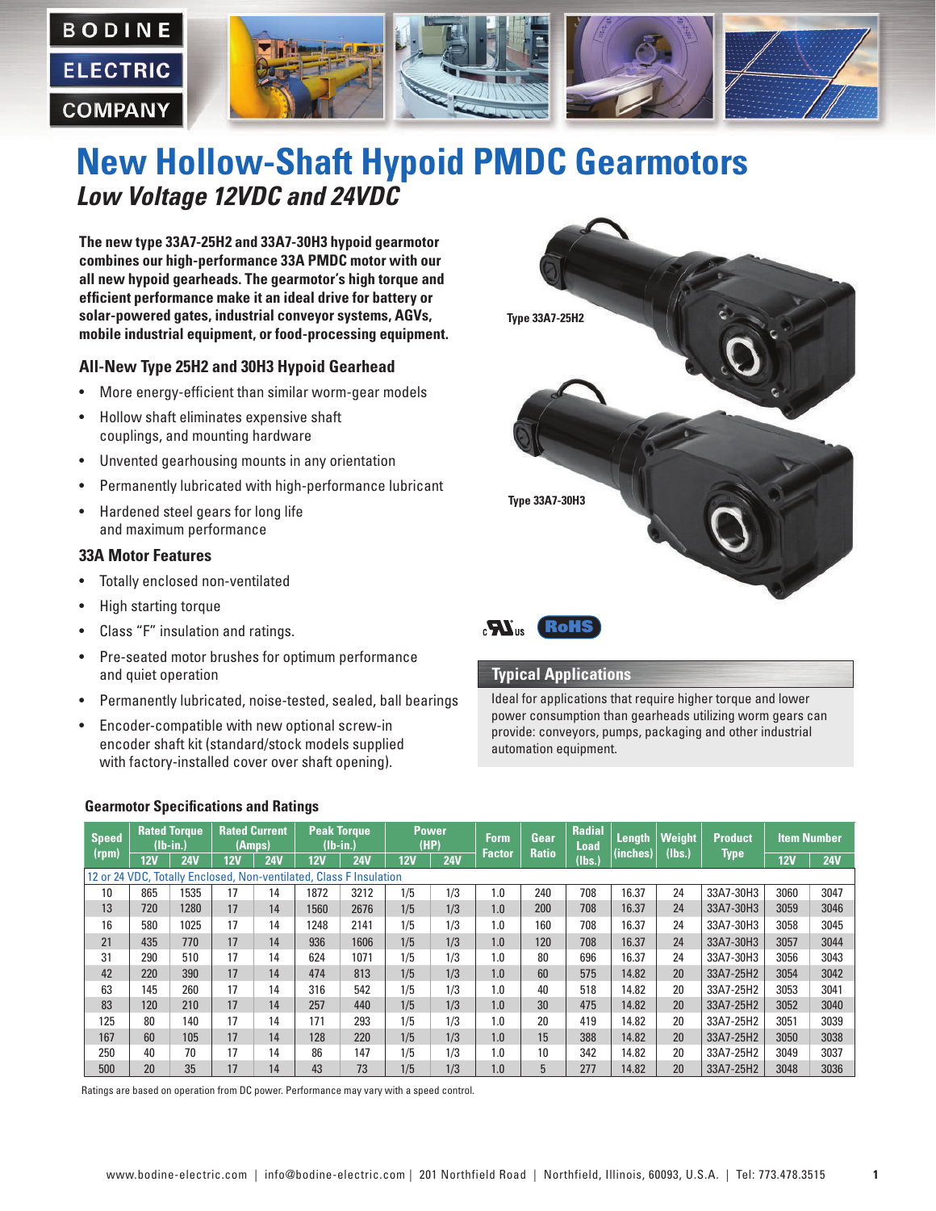BODINE ELECTRIC COMPANY

# New Hollow-Shaft Hypoid PMDC Gearmotors

## *Low Voltage 12VDC and 24VDC*

**The new type 33A7-25H2 and 33A7-30H3 hypoid gearmotor combines our high-performance 33A PMDC motor with our all new hypoid gearheads. The gearmotor's high torque and efficient performance make it an ideal drive for battery or solar-powered gates, industrial conveyor systems, AGVs, mobile industrial equipment, or food-processing equipment.**

### All-New Type 25H2 and 30H3 Hypoid Gearhead

- More energy-efficient than similar worm-gear models
- Hollow shaft eliminates expensive shaft couplings, and mounting hardware
- Unvented gearhousing mounts in any orientation
- Permanently lubricated with high-performance lubricant
- Hardened steel gears for long life and maximum performance

### 33A Motor Features

- Totally enclosed non-ventilated
- High starting torque
- Class "F" insulation and ratings.
- Pre-seated motor brushes for optimum performance and quiet operation
- Permanently lubricated, noise-tested, sealed, ball bearings
- Encoder-compatible with new optional screw-in encoder shaft kit (standard/stock models supplied with factory-installed cover over shaft opening).

Type 33A7-25H2

Type 33A7-30H3

cULus RoHS

### Typical Applications

Ideal for applications that require higher torque and lower power consumption than gearheads utilizing worm gears can provide: conveyors, pumps, packaging and other industrial automation equipment.

### Gearmotor Specifications and Ratings

| Speed (rpm) | Rated Torque (lb-in.) | | Rated Current (Amps) | | Peak Torque (lb-in.) | | Power (HP) | | Form Factor | Gear Ratio | Radial Load (lbs.) | Length (inches) | Weight (lbs.) | Product Type | Item Number | |
|---|---|---|---|---|---|---|---|---|---|---|---|---|---|---|---|---|
| | 12V | 24V | 12V | 24V | 12V | 24V | 12V | 24V | | | | | | | 12V | 24V |
| 12 or 24 VDC, Totally Enclosed, Non-ventilated, Class F Insulation | | | | | | | | | | | | | | | | |
| 10 | 865 | 1535 | 17 | 14 | 1872 | 3212 | 1/5 | 1/3 | 1.0 | 240 | 708 | 16.37 | 24 | 33A7-30H3 | 3060 | 3047 |
| 13 | 720 | 1280 | 17 | 14 | 1560 | 2676 | 1/5 | 1/3 | 1.0 | 200 | 708 | 16.37 | 24 | 33A7-30H3 | 3059 | 3046 |
| 16 | 580 | 1025 | 17 | 14 | 1248 | 2141 | 1/5 | 1/3 | 1.0 | 160 | 708 | 16.37 | 24 | 33A7-30H3 | 3058 | 3045 |
| 21 | 435 | 770 | 17 | 14 | 936 | 1606 | 1/5 | 1/3 | 1.0 | 120 | 708 | 16.37 | 24 | 33A7-30H3 | 3057 | 3044 |
| 31 | 290 | 510 | 17 | 14 | 624 | 1071 | 1/5 | 1/3 | 1.0 | 80 | 696 | 16.37 | 24 | 33A7-30H3 | 3056 | 3043 |
| 42 | 220 | 390 | 17 | 14 | 474 | 813 | 1/5 | 1/3 | 1.0 | 60 | 575 | 14.82 | 20 | 33A7-25H2 | 3054 | 3042 |
| 63 | 145 | 260 | 17 | 14 | 316 | 542 | 1/5 | 1/3 | 1.0 | 40 | 518 | 14.82 | 20 | 33A7-25H2 | 3053 | 3041 |
| 83 | 120 | 210 | 17 | 14 | 257 | 440 | 1/5 | 1/3 | 1.0 | 30 | 475 | 14.82 | 20 | 33A7-25H2 | 3052 | 3040 |
| 125 | 80 | 140 | 17 | 14 | 171 | 293 | 1/5 | 1/3 | 1.0 | 20 | 419 | 14.82 | 20 | 33A7-25H2 | 3051 | 3039 |
| 167 | 60 | 105 | 17 | 14 | 128 | 220 | 1/5 | 1/3 | 1.0 | 15 | 388 | 14.82 | 20 | 33A7-25H2 | 3050 | 3038 |
| 250 | 40 | 70 | 17 | 14 | 86 | 147 | 1/5 | 1/3 | 1.0 | 10 | 342 | 14.82 | 20 | 33A7-25H2 | 3049 | 3037 |
| 500 | 20 | 35 | 17 | 14 | 43 | 73 | 1/5 | 1/3 | 1.0 | 5 | 277 | 14.82 | 20 | 33A7-25H2 | 3048 | 3036 |

Ratings are based on operation from DC power. Performance may vary with a speed control.

www.bodine-electric.com | info@bodine-electric.com | 201 Northfield Road | Northfield, Illinois, 60093, U.S.A. | Tel: 773.478.3515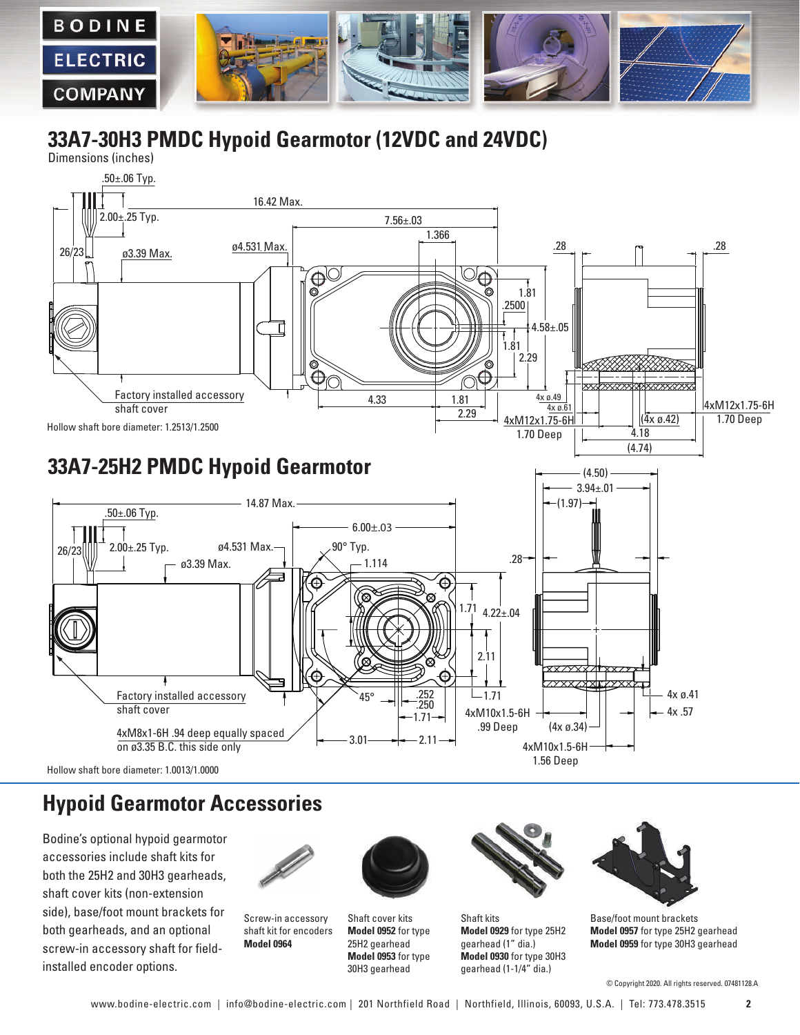## 33A7-30H3 PMDC Hypoid Gearmotor (12VDC and 24VDC)

Dimensions (inches)

.50±.06 Typ.
16.42 Max.
2.00±.25 Typ.
7.56±.03
1.366
26/23
ø3.39 Max.
ø4.531 Max.
.28
.28
1.81
.2500
4.58±.05
1.81
2.29
Factory installed accessory shaft cover
4.33
1.81
2.29
4x ø.49
4x ø.61
4xM12x1.75-6H 1.70 Deep
(4x ø.42)
4.18
(4.74)
4xM12x1.75-6H 1.70 Deep

Hollow shaft bore diameter: 1.2513/1.2500

## 33A7-25H2 PMDC Hypoid Gearmotor

14.87 Max.
.50±.06 Typ.
6.00±.03
26/23
2.00±.25 Typ.
ø4.531 Max.
90° Typ.
ø3.39 Max.
1.114
.28
(4.50)
3.94±.01
(1.97)
1.71
4.22±.04
2.11
Factory installed accessory shaft cover
45°
.252
.250
1.71
1.71
4xM10x1.5-6H .99 Deep
(4x ø.34)
4x ø.41
4x .57
4xM8x1-6H .94 deep equally spaced on ø3.35 B.C. this side only
3.01
2.11
4xM10x1.5-6H 1.56 Deep

Hollow shaft bore diameter: 1.0013/1.0000

## Hypoid Gearmotor Accessories

Bodine's optional hypoid gearmotor accessories include shaft kits for both the 25H2 and 30H3 gearheads, shaft cover kits (non-extension side), base/foot mount brackets for both gearheads, and an optional screw-in accessory shaft for field-installed encoder options.

Screw-in accessory shaft kit for encoders **Model 0964**

Shaft cover kits **Model 0952** for type 25H2 gearhead **Model 0953** for type 30H3 gearhead

Shaft kits **Model 0929** for type 25H2 gearhead (1" dia.) **Model 0930** for type 30H3 gearhead (1-1/4" dia.)

Base/foot mount brackets **Model 0957** for type 25H2 gearhead **Model 0959** for type 30H3 gearhead

© Copyright 2020. All rights reserved. 07481128.A

www.bodine-electric.com | info@bodine-electric.com | 201 Northfield Road | Northfield, Illinois, 60093, U.S.A. | Tel: 773.478.3515